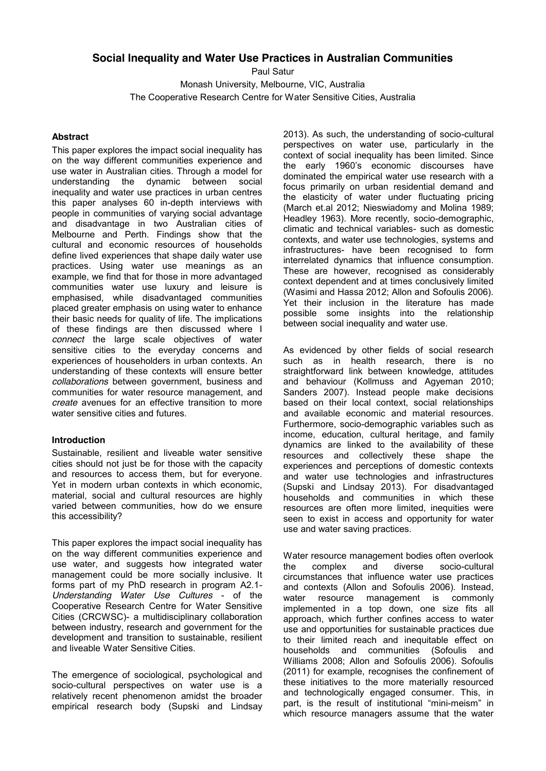# Social Inequality and Water Use Practices in Australian Communities

Paul Satur

Monash University, Melbourne, VIC, Australia

The Cooperative Research Centre for Water Sensitive Cities, Australia

## Abstract

This paper explores the impact social inequality has on the way different communities experience and use water in Australian cities. Through a model for understanding the dynamic between social inequality and water use practices in urban centres this paper analyses 60 in-depth interviews with people in communities of varying social advantage and disadvantage in two Australian cities of Melbourne and Perth. Findings show that the cultural and economic resources of households define lived experiences that shape daily water use practices. Using water use meanings as an example, we find that for those in more advantaged communities water use luxury and leisure is emphasised, while disadvantaged communities placed greater emphasis on using water to enhance their basic needs for quality of life. The implications of these findings are then discussed where I *connect* the large scale objectives of water sensitive cities to the everyday concerns and experiences of householders in urban contexts. An understanding of these contexts will ensure better *collaborations* between government, business and communities for water resource management, and *create* avenues for an effective transition to more water sensitive cities and futures.

## Introduction

Sustainable, resilient and liveable water sensitive cities should not just be for those with the capacity and resources to access them, but for everyone. Yet in modern urban contexts in which economic, material, social and cultural resources are highly varied between communities, how do we ensure this accessibility?

This paper explores the impact social inequality has on the way different communities experience and use water, and suggests how integrated water management could be more socially inclusive. It forms part of my PhD research in program A2.1- *Understanding Water Use Cultures* - of the Cooperative Research Centre for Water Sensitive Cities (CRCWSC)- a multidisciplinary collaboration between industry, research and government for the development and transition to sustainable, resilient and liveable Water Sensitive Cities.

The emergence of sociological, psychological and socio-cultural perspectives on water use is a relatively recent phenomenon amidst the broader empirical research body (Supski and Lindsay 2013). As such, the understanding of socio-cultural perspectives on water use, particularly in the context of social inequality has been limited. Since the early 1960's economic discourses have dominated the empirical water use research with a focus primarily on urban residential demand and the elasticity of water under fluctuating pricing (March et.al 2012; Nieswiadomy and Molina 1989; Headley 1963). More recently, socio-demographic, climatic and technical variables- such as domestic contexts, and water use technologies, systems and infrastructures- have been recognised to form interrelated dynamics that influence consumption. These are however, recognised as considerably context dependent and at times conclusively limited (Wasimi and Hassa 2012; Allon and Sofoulis 2006). Yet their inclusion in the literature has made possible some insights into the relationship between social inequality and water use.

As evidenced by other fields of social research such as in health research, there is no straightforward link between knowledge, attitudes and behaviour (Kollmuss and Agyeman 2010; Sanders 2007). Instead people make decisions based on their local context, social relationships and available economic and material resources. Furthermore, socio-demographic variables such as income, education, cultural heritage, and family dynamics are linked to the availability of these resources and collectively these shape the experiences and perceptions of domestic contexts and water use technologies and infrastructures (Supski and Lindsay 2013). For disadvantaged households and communities in which these resources are often more limited, inequities were seen to exist in access and opportunity for water use and water saving practices.

Water resource management bodies often overlook the complex and diverse socio-cultural circumstances that influence water use practices and contexts (Allon and Sofoulis 2006). Instead, water resource management is commonly implemented in a top down, one size fits all approach, which further confines access to water use and opportunities for sustainable practices due to their limited reach and inequitable effect on households and communities (Sofoulis and Williams 2008; Allon and Sofoulis 2006). Sofoulis (2011) for example, recognises the confinement of these initiatives to the more materially resourced and technologically engaged consumer. This, in part, is the result of institutional "mini-meism" in which resource managers assume that the water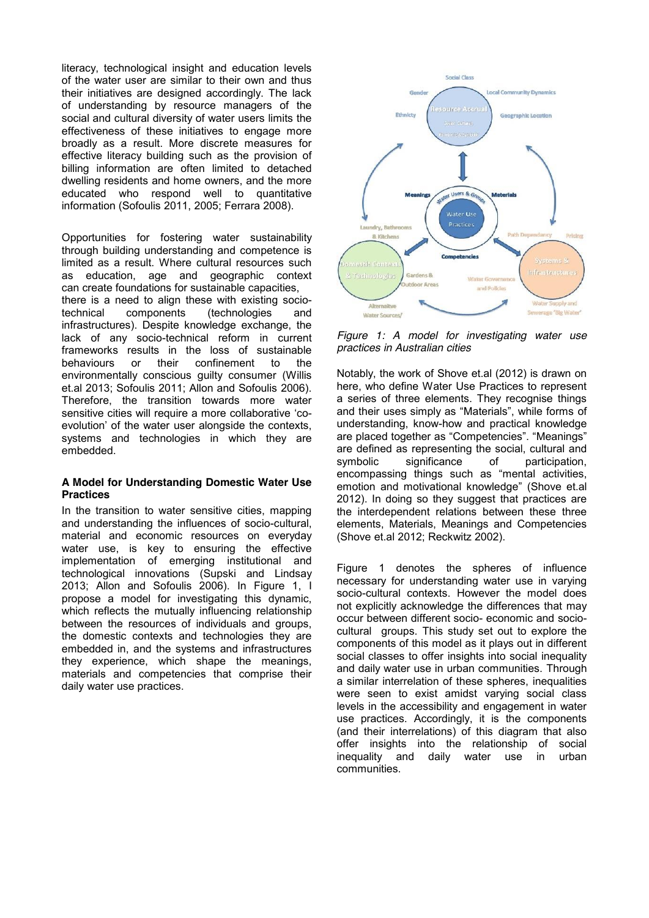literacy, technological insight and education levels of the water user are similar to their own and thus their initiatives are designed accordingly. The lack of understanding by resource managers of the social and cultural diversity of water users limits the effectiveness of these initiatives to engage more broadly as a result. More discrete measures for effective literacy building such as the provision of billing information are often limited to detached dwelling residents and home owners, and the more educated who respond well to quantitative information (Sofoulis 2011, 2005; Ferrara 2008).

Opportunities for fostering water sustainability through building understanding and competence is limited as a result. Where cultural resources such as education, age and geographic context can create foundations for sustainable capacities, there is a need to align these with existing socio-technical components (technologies and infrastructures). Despite knowledge exchange, the lack of any socio-technical reform in current frameworks results in the loss of sustainable behaviours or their confinement to the environmentally conscious guilty consumer (Willis et.al 2013; Sofoulis 2011; Allon and Sofoulis 2006). Therefore, the transition towards more water sensitive cities will require a more collaborative 'co-evolution' of the water user alongside the contexts, systems and technologies in which they are embedded.

**A Model for Understanding Domestic Water Use Practices**

In the transition to water sensitive cities, mapping and understanding the influences of socio-cultural, material and economic resources on everyday water use, is key to ensuring the effective implementation of emerging institutional and technological innovations (Supski and Lindsay 2013; Allon and Sofoulis 2006). In Figure 1, I propose a model for investigating this dynamic, which reflects the mutually influencing relationship between the resources of individuals and groups, the domestic contexts and technologies they are embedded in, and the systems and infrastructures they experience, which shape the meanings, materials and competencies that comprise their daily water use practices.

*Figure 1: A model for investigating water use practices in Australian cities*

Notably, the work of Shove et.al (2012) is drawn on here, who define Water Use Practices to represent a series of three elements. They recognise things and their uses simply as "Materials", while forms of understanding, know-how and practical knowledge are placed together as "Competencies". "Meanings" are defined as representing the social, cultural and symbolic significance of participation, encompassing things such as "mental activities, emotion and motivational knowledge" (Shove et.al 2012). In doing so they suggest that practices are the interdependent relations between these three elements, Materials, Meanings and Competencies (Shove et.al 2012; Reckwitz 2002).

Figure 1 denotes the spheres of influence necessary for understanding water use in varying socio-cultural contexts. However the model does not explicitly acknowledge the differences that may occur between different socio- economic and socio-cultural groups. This study set out to explore the components of this model as it plays out in different social classes to offer insights into social inequality and daily water use in urban communities. Through a similar interrelation of these spheres, inequalities were seen to exist amidst varying social class levels in the accessibility and engagement in water use practices. Accordingly, it is the components (and their interrelations) of this diagram that also offer insights into the relationship of social inequality and daily water use in urban communities.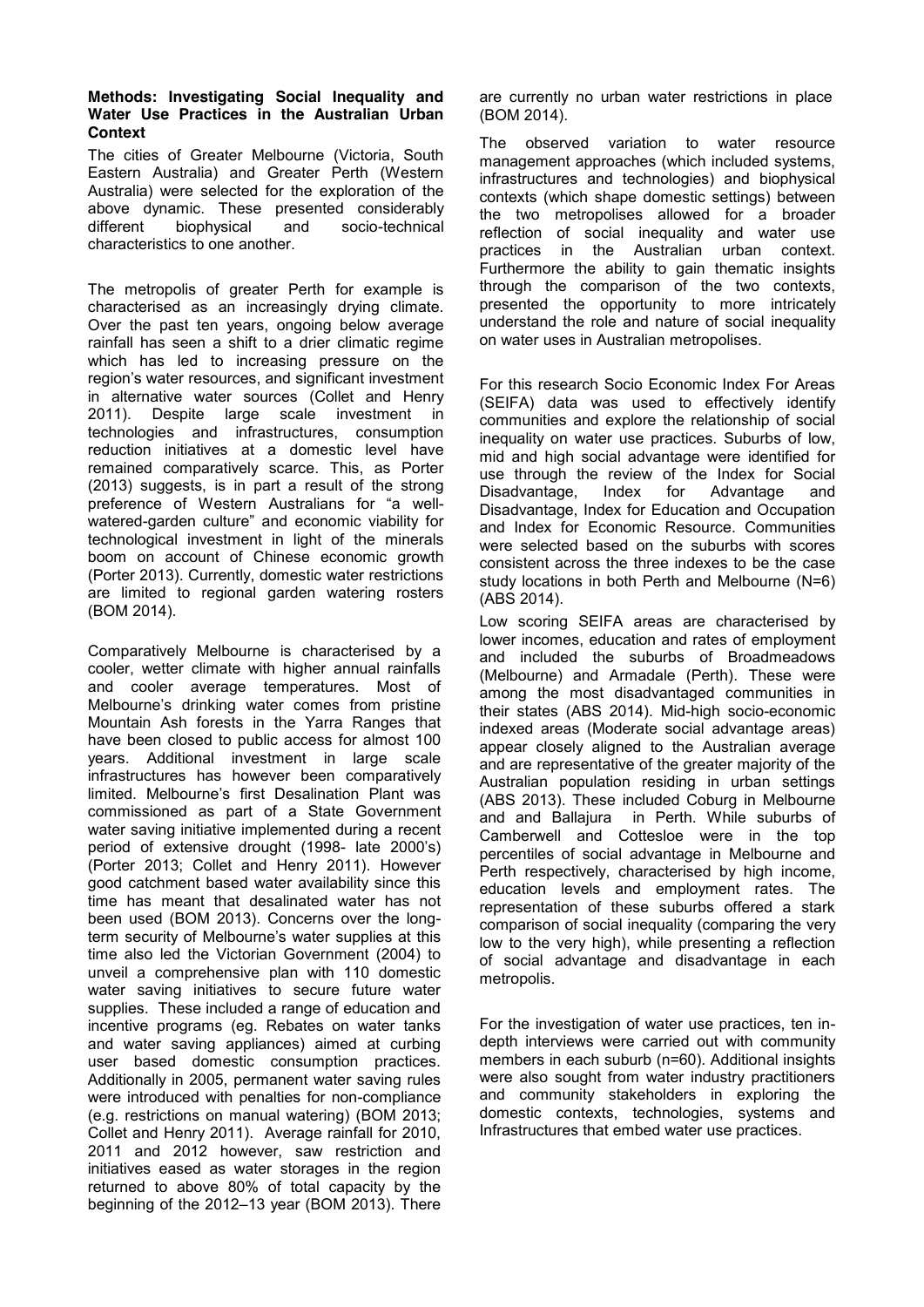**Methods: Investigating Social Inequality and Water Use Practices in the Australian Urban Context**

The cities of Greater Melbourne (Victoria, South Eastern Australia) and Greater Perth (Western Australia) were selected for the exploration of the above dynamic. These presented considerably different biophysical and socio-technical characteristics to one another.

The metropolis of greater Perth for example is characterised as an increasingly drying climate. Over the past ten years, ongoing below average rainfall has seen a shift to a drier climatic regime which has led to increasing pressure on the region's water resources, and significant investment in alternative water sources (Collet and Henry 2011). Despite large scale investment in technologies and infrastructures, consumption reduction initiatives at a domestic level have remained comparatively scarce. This, as Porter (2013) suggests, is in part a result of the strong preference of Western Australians for "a well-watered-garden culture" and economic viability for technological investment in light of the minerals boom on account of Chinese economic growth (Porter 2013). Currently, domestic water restrictions are limited to regional garden watering rosters (BOM 2014).

Comparatively Melbourne is characterised by a cooler, wetter climate with higher annual rainfalls and cooler average temperatures. Most of Melbourne's drinking water comes from pristine Mountain Ash forests in the Yarra Ranges that have been closed to public access for almost 100 years. Additional investment in large scale infrastructures has however been comparatively limited. Melbourne's first Desalination Plant was commissioned as part of a State Government water saving initiative implemented during a recent period of extensive drought (1998- late 2000's) (Porter 2013; Collet and Henry 2011). However good catchment based water availability since this time has meant that desalinated water has not been used (BOM 2013). Concerns over the long-term security of Melbourne's water supplies at this time also led the Victorian Government (2004) to unveil a comprehensive plan with 110 domestic water saving initiatives to secure future water supplies. These included a range of education and incentive programs (eg. Rebates on water tanks and water saving appliances) aimed at curbing user based domestic consumption practices. Additionally in 2005, permanent water saving rules were introduced with penalties for non-compliance (e.g. restrictions on manual watering) (BOM 2013; Collet and Henry 2011). Average rainfall for 2010, 2011 and 2012 however, saw restriction and initiatives eased as water storages in the region returned to above 80% of total capacity by the beginning of the 2012–13 year (BOM 2013). There are currently no urban water restrictions in place (BOM 2014).

The observed variation to water resource management approaches (which included systems, infrastructures and technologies) and biophysical contexts (which shape domestic settings) between the two metropolises allowed for a broader reflection of social inequality and water use practices in the Australian urban context. Furthermore the ability to gain thematic insights through the comparison of the two contexts, presented the opportunity to more intricately understand the role and nature of social inequality on water uses in Australian metropolises.

For this research Socio Economic Index For Areas (SEIFA) data was used to effectively identify communities and explore the relationship of social inequality on water use practices. Suburbs of low, mid and high social advantage were identified for use through the review of the Index for Social Disadvantage, Index for Advantage and Disadvantage, Index for Education and Occupation and Index for Economic Resource. Communities were selected based on the suburbs with scores consistent across the three indexes to be the case study locations in both Perth and Melbourne (N=6) (ABS 2014).

Low scoring SEIFA areas are characterised by lower incomes, education and rates of employment and included the suburbs of Broadmeadows (Melbourne) and Armadale (Perth). These were among the most disadvantaged communities in their states (ABS 2014). Mid-high socio-economic indexed areas (Moderate social advantage areas) appear closely aligned to the Australian average and are representative of the greater majority of the Australian population residing in urban settings (ABS 2013). These included Coburg in Melbourne and and Ballajura in Perth. While suburbs of Camberwell and Cottesloe were in the top percentiles of social advantage in Melbourne and Perth respectively, characterised by high income, education levels and employment rates. The representation of these suburbs offered a stark comparison of social inequality (comparing the very low to the very high), while presenting a reflection of social advantage and disadvantage in each metropolis.

For the investigation of water use practices, ten in-depth interviews were carried out with community members in each suburb (n=60). Additional insights were also sought from water industry practitioners and community stakeholders in exploring the domestic contexts, technologies, systems and Infrastructures that embed water use practices.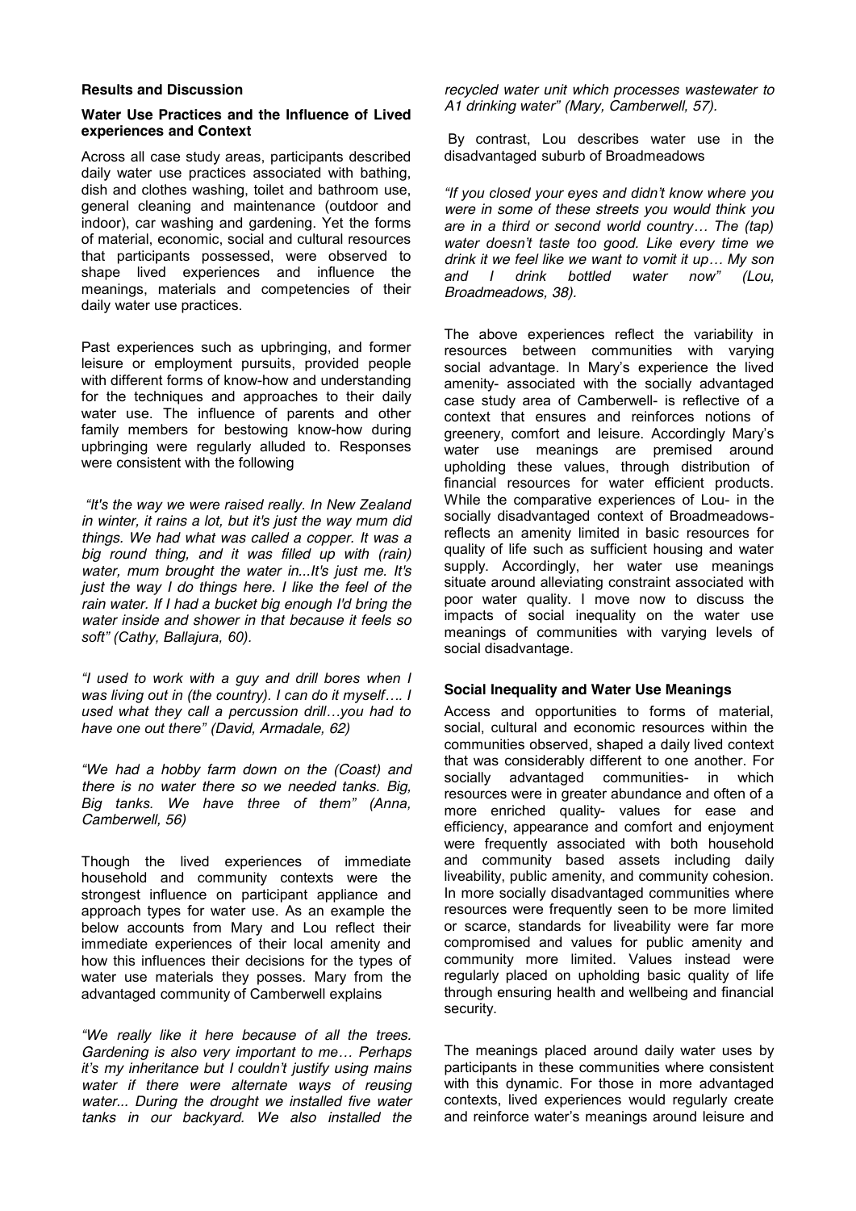## Results and Discussion

### Water Use Practices and the Influence of Lived experiences and Context

Across all case study areas, participants described daily water use practices associated with bathing, dish and clothes washing, toilet and bathroom use, general cleaning and maintenance (outdoor and indoor), car washing and gardening. Yet the forms of material, economic, social and cultural resources that participants possessed, were observed to shape lived experiences and influence the meanings, materials and competencies of their daily water use practices.

Past experiences such as upbringing, and former leisure or employment pursuits, provided people with different forms of know-how and understanding for the techniques and approaches to their daily water use. The influence of parents and other family members for bestowing know-how during upbringing were regularly alluded to. Responses were consistent with the following

*"It's the way we were raised really. In New Zealand in winter, it rains a lot, but it's just the way mum did things. We had what was called a copper. It was a big round thing, and it was filled up with (rain) water, mum brought the water in...It's just me. It's just the way I do things here. I like the feel of the rain water. If I had a bucket big enough I'd bring the water inside and shower in that because it feels so soft" (Cathy, Ballajura, 60).*

*"I used to work with a guy and drill bores when I was living out in (the country). I can do it myself…. I used what they call a percussion drill…you had to have one out there" (David, Armadale, 62)*

*"We had a hobby farm down on the (Coast) and there is no water there so we needed tanks. Big, Big tanks. We have three of them" (Anna, Camberwell, 56)*

Though the lived experiences of immediate household and community contexts were the strongest influence on participant appliance and approach types for water use. As an example the below accounts from Mary and Lou reflect their immediate experiences of their local amenity and how this influences their decisions for the types of water use materials they posses. Mary from the advantaged community of Camberwell explains

*"We really like it here because of all the trees. Gardening is also very important to me… Perhaps it's my inheritance but I couldn't justify using mains water if there were alternate ways of reusing water... During the drought we installed five water tanks in our backyard. We also installed the recycled water unit which processes wastewater to A1 drinking water" (Mary, Camberwell, 57).*

By contrast, Lou describes water use in the disadvantaged suburb of Broadmeadows

*"If you closed your eyes and didn't know where you were in some of these streets you would think you are in a third or second world country… The (tap) water doesn't taste too good. Like every time we drink it we feel like we want to vomit it up… My son and I drink bottled water now" (Lou, Broadmeadows, 38).*

The above experiences reflect the variability in resources between communities with varying social advantage. In Mary's experience the lived amenity- associated with the socially advantaged case study area of Camberwell- is reflective of a context that ensures and reinforces notions of greenery, comfort and leisure. Accordingly Mary's water use meanings are premised around upholding these values, through distribution of financial resources for water efficient products. While the comparative experiences of Lou- in the socially disadvantaged context of Broadmeadows- reflects an amenity limited in basic resources for quality of life such as sufficient housing and water supply. Accordingly, her water use meanings situate around alleviating constraint associated with poor water quality. I move now to discuss the impacts of social inequality on the water use meanings of communities with varying levels of social disadvantage.

### Social Inequality and Water Use Meanings

Access and opportunities to forms of material, social, cultural and economic resources within the communities observed, shaped a daily lived context that was considerably different to one another. For socially advantaged communities- in which resources were in greater abundance and often of a more enriched quality- values for ease and efficiency, appearance and comfort and enjoyment were frequently associated with both household and community based assets including daily liveability, public amenity, and community cohesion. In more socially disadvantaged communities where resources were frequently seen to be more limited or scarce, standards for liveability were far more compromised and values for public amenity and community more limited. Values instead were regularly placed on upholding basic quality of life through ensuring health and wellbeing and financial security.

The meanings placed around daily water uses by participants in these communities where consistent with this dynamic. For those in more advantaged contexts, lived experiences would regularly create and reinforce water's meanings around leisure and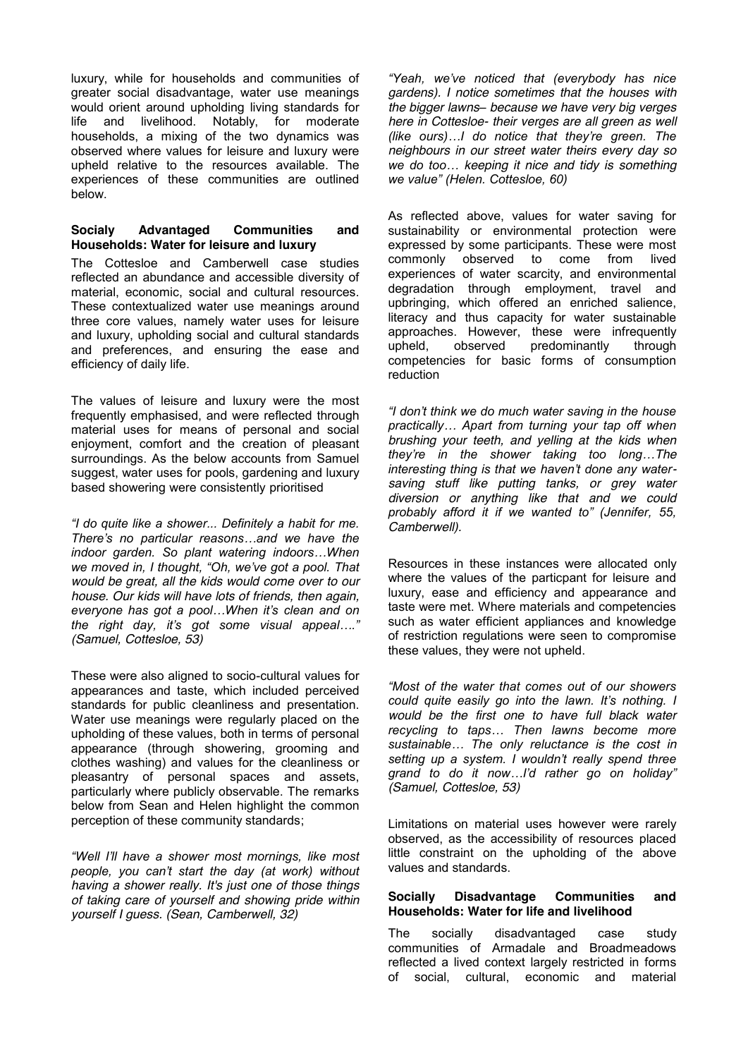luxury, while for households and communities of greater social disadvantage, water use meanings would orient around upholding living standards for life and livelihood. Notably, for moderate households, a mixing of the two dynamics was observed where values for leisure and luxury were upheld relative to the resources available. The experiences of these communities are outlined below.

### Socialy Advantaged Communities and Households: Water for leisure and luxury

The Cottesloe and Camberwell case studies reflected an abundance and accessible diversity of material, economic, social and cultural resources. These contextualized water use meanings around three core values, namely water uses for leisure and luxury, upholding social and cultural standards and preferences, and ensuring the ease and efficiency of daily life.

The values of leisure and luxury were the most frequently emphasised, and were reflected through material uses for means of personal and social enjoyment, comfort and the creation of pleasant surroundings. As the below accounts from Samuel suggest, water uses for pools, gardening and luxury based showering were consistently prioritised

*"I do quite like a shower... Definitely a habit for me. There's no particular reasons…and we have the indoor garden. So plant watering indoors…When we moved in, I thought, "Oh, we've got a pool. That would be great, all the kids would come over to our house. Our kids will have lots of friends, then again, everyone has got a pool…When it's clean and on the right day, it's got some visual appeal…." (Samuel, Cottesloe, 53)*

These were also aligned to socio-cultural values for appearances and taste, which included perceived standards for public cleanliness and presentation. Water use meanings were regularly placed on the upholding of these values, both in terms of personal appearance (through showering, grooming and clothes washing) and values for the cleanliness or pleasantry of personal spaces and assets, particularly where publicly observable. The remarks below from Sean and Helen highlight the common perception of these community standards;

*"Well I'll have a shower most mornings, like most people, you can't start the day (at work) without having a shower really. It's just one of those things of taking care of yourself and showing pride within yourself I guess. (Sean, Camberwell, 32)*

*"Yeah, we've noticed that (everybody has nice gardens). I notice sometimes that the houses with the bigger lawns– because we have very big verges here in Cottesloe- their verges are all green as well (like ours)…I do notice that they're green. The neighbours in our street water theirs every day so we do too… keeping it nice and tidy is something we value" (Helen. Cottesloe, 60)*

As reflected above, values for water saving for sustainability or environmental protection were expressed by some participants. These were most commonly observed to come from lived experiences of water scarcity, and environmental degradation through employment, travel and upbringing, which offered an enriched salience, literacy and thus capacity for water sustainable approaches. However, these were infrequently upheld, observed predominantly through competencies for basic forms of consumption reduction

*"I don't think we do much water saving in the house practically… Apart from turning your tap off when brushing your teeth, and yelling at the kids when they're in the shower taking too long…The interesting thing is that we haven't done any water-saving stuff like putting tanks, or grey water diversion or anything like that and we could probably afford it if we wanted to" (Jennifer, 55, Camberwell).*

Resources in these instances were allocated only where the values of the particpant for leisure and luxury, ease and efficiency and appearance and taste were met. Where materials and competencies such as water efficient appliances and knowledge of restriction regulations were seen to compromise these values, they were not upheld.

*"Most of the water that comes out of our showers could quite easily go into the lawn. It's nothing. I would be the first one to have full black water recycling to taps… Then lawns become more sustainable… The only reluctance is the cost in setting up a system. I wouldn't really spend three grand to do it now…I'd rather go on holiday" (Samuel, Cottesloe, 53)*

Limitations on material uses however were rarely observed, as the accessibility of resources placed little constraint on the upholding of the above values and standards.

### Socially Disadvantage Communities and Households: Water for life and livelihood

The socially disadvantaged case study communities of Armadale and Broadmeadows reflected a lived context largely restricted in forms of social, cultural, economic and material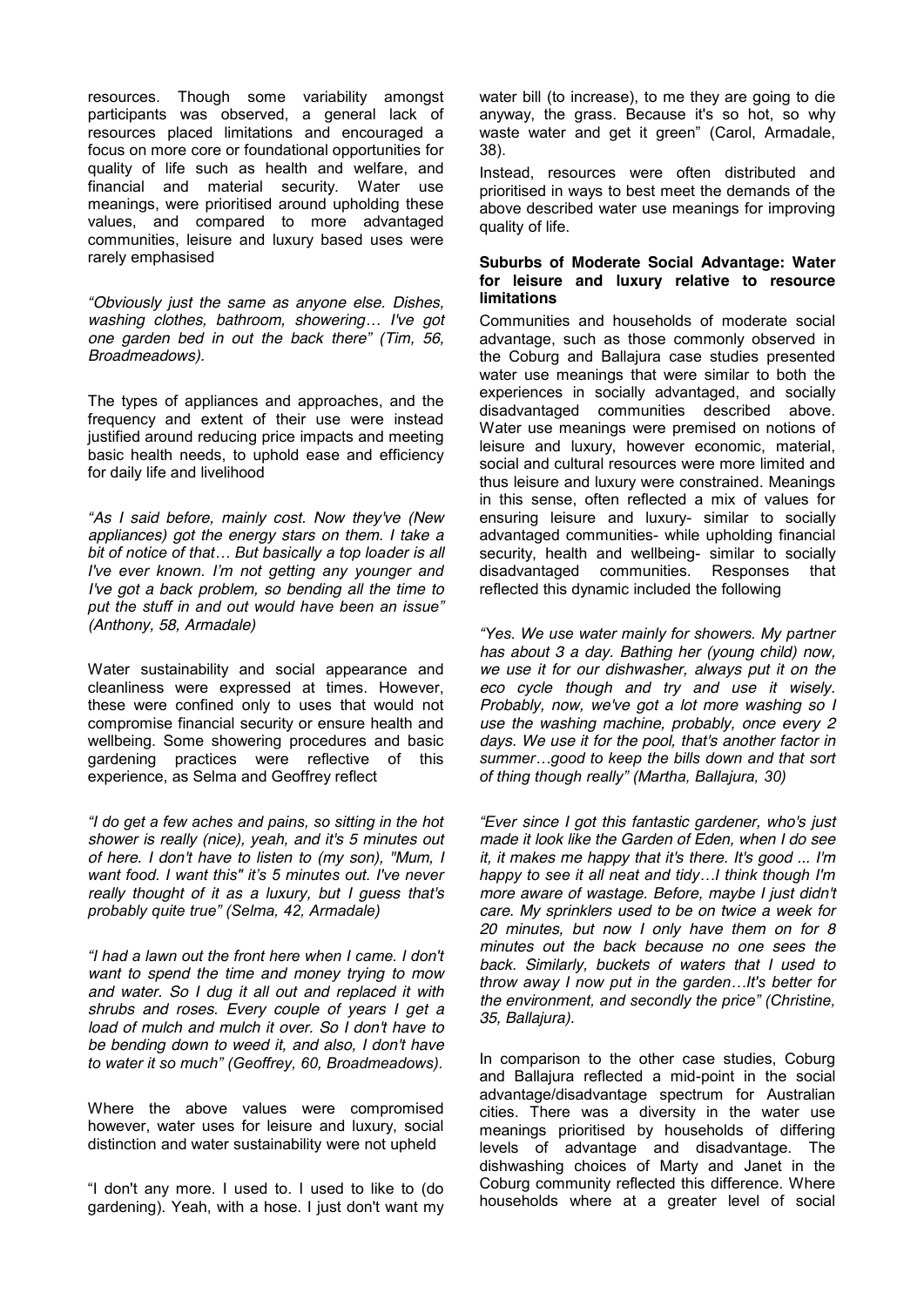resources. Though some variability amongst participants was observed, a general lack of resources placed limitations and encouraged a focus on more core or foundational opportunities for quality of life such as health and welfare, and financial and material security. Water use meanings, were prioritised around upholding these values, and compared to more advantaged communities, leisure and luxury based uses were rarely emphasised

*"Obviously just the same as anyone else. Dishes, washing clothes, bathroom, showering… I've got one garden bed in out the back there" (Tim, 56, Broadmeadows).*

The types of appliances and approaches, and the frequency and extent of their use were instead justified around reducing price impacts and meeting basic health needs, to uphold ease and efficiency for daily life and livelihood

*"As I said before, mainly cost. Now they've (New appliances) got the energy stars on them. I take a bit of notice of that… But basically a top loader is all I've ever known. I'm not getting any younger and I've got a back problem, so bending all the time to put the stuff in and out would have been an issue" (Anthony, 58, Armadale)*

Water sustainability and social appearance and cleanliness were expressed at times. However, these were confined only to uses that would not compromise financial security or ensure health and wellbeing. Some showering procedures and basic gardening practices were reflective of this experience, as Selma and Geoffrey reflect

*"I do get a few aches and pains, so sitting in the hot shower is really (nice), yeah, and it's 5 minutes out of here. I don't have to listen to (my son), "Mum, I want food. I want this" it's 5 minutes out. I've never really thought of it as a luxury, but I guess that's probably quite true" (Selma, 42, Armadale)*

*"I had a lawn out the front here when I came. I don't want to spend the time and money trying to mow and water. So I dug it all out and replaced it with shrubs and roses. Every couple of years I get a load of mulch and mulch it over. So I don't have to be bending down to weed it, and also, I don't have to water it so much" (Geoffrey, 60, Broadmeadows).*

Where the above values were compromised however, water uses for leisure and luxury, social distinction and water sustainability were not upheld

"I don't any more. I used to. I used to like to (do gardening). Yeah, with a hose. I just don't want my water bill (to increase), to me they are going to die anyway, the grass. Because it's so hot, so why waste water and get it green" (Carol, Armadale, 38).

Instead, resources were often distributed and prioritised in ways to best meet the demands of the above described water use meanings for improving quality of life.

#### Suburbs of Moderate Social Advantage: Water for leisure and luxury relative to resource limitations

Communities and households of moderate social advantage, such as those commonly observed in the Coburg and Ballajura case studies presented water use meanings that were similar to both the experiences in socially advantaged, and socially disadvantaged communities described above. Water use meanings were premised on notions of leisure and luxury, however economic, material, social and cultural resources were more limited and thus leisure and luxury were constrained. Meanings in this sense, often reflected a mix of values for ensuring leisure and luxury- similar to socially advantaged communities- while upholding financial security, health and wellbeing- similar to socially disadvantaged communities. Responses that reflected this dynamic included the following

*"Yes. We use water mainly for showers. My partner has about 3 a day. Bathing her (young child) now, we use it for our dishwasher, always put it on the eco cycle though and try and use it wisely. Probably, now, we've got a lot more washing so I use the washing machine, probably, once every 2 days. We use it for the pool, that's another factor in summer…good to keep the bills down and that sort of thing though really" (Martha, Ballajura, 30)*

*"Ever since I got this fantastic gardener, who's just made it look like the Garden of Eden, when I do see it, it makes me happy that it's there. It's good ... I'm happy to see it all neat and tidy…I think though I'm more aware of wastage. Before, maybe I just didn't care. My sprinklers used to be on twice a week for 20 minutes, but now I only have them on for 8 minutes out the back because no one sees the back. Similarly, buckets of waters that I used to throw away I now put in the garden…It's better for the environment, and secondly the price" (Christine, 35, Ballajura).*

In comparison to the other case studies, Coburg and Ballajura reflected a mid-point in the social advantage/disadvantage spectrum for Australian cities. There was a diversity in the water use meanings prioritised by households of differing levels of advantage and disadvantage. The dishwashing choices of Marty and Janet in the Coburg community reflected this difference. Where households where at a greater level of social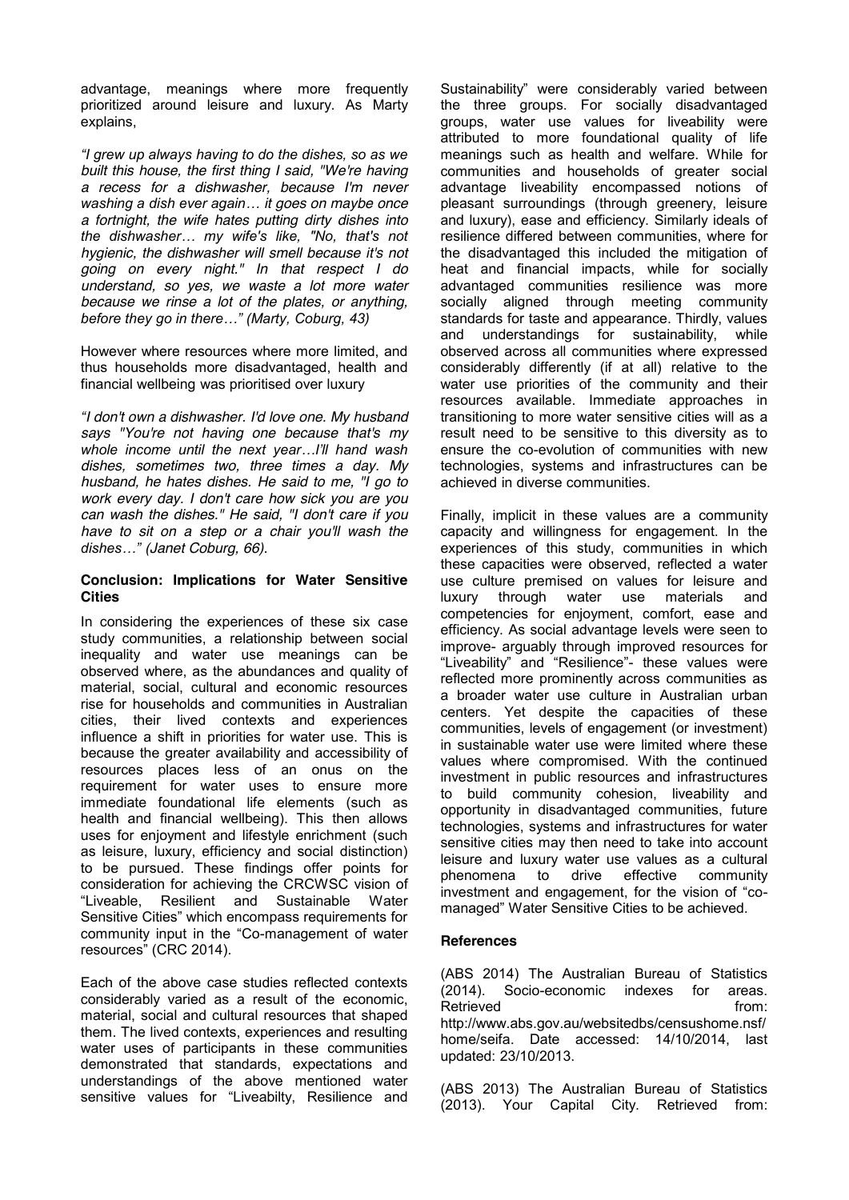advantage, meanings where more frequently prioritized around leisure and luxury. As Marty explains,

*"I grew up always having to do the dishes, so as we built this house, the first thing I said, "We're having a recess for a dishwasher, because I'm never washing a dish ever again… it goes on maybe once a fortnight, the wife hates putting dirty dishes into the dishwasher… my wife's like, "No, that's not hygienic, the dishwasher will smell because it's not going on every night." In that respect I do understand, so yes, we waste a lot more water because we rinse a lot of the plates, or anything, before they go in there…" (Marty, Coburg, 43)*

However where resources where more limited, and thus households more disadvantaged, health and financial wellbeing was prioritised over luxury

*"I don't own a dishwasher. I'd love one. My husband says "You're not having one because that's my whole income until the next year…I'll hand wash dishes, sometimes two, three times a day. My husband, he hates dishes. He said to me, "I go to work every day. I don't care how sick you are you can wash the dishes." He said, "I don't care if you have to sit on a step or a chair you'll wash the dishes…" (Janet Coburg, 66).*

**Conclusion: Implications for Water Sensitive Cities**

In considering the experiences of these six case study communities, a relationship between social inequality and water use meanings can be observed where, as the abundances and quality of material, social, cultural and economic resources rise for households and communities in Australian cities, their lived contexts and experiences influence a shift in priorities for water use. This is because the greater availability and accessibility of resources places less of an onus on the requirement for water uses to ensure more immediate foundational life elements (such as health and financial wellbeing). This then allows uses for enjoyment and lifestyle enrichment (such as leisure, luxury, efficiency and social distinction) to be pursued. These findings offer points for consideration for achieving the CRCWSC vision of "Liveable, Resilient and Sustainable Water Sensitive Cities" which encompass requirements for community input in the "Co-management of water resources" (CRC 2014).

Each of the above case studies reflected contexts considerably varied as a result of the economic, material, social and cultural resources that shaped them. The lived contexts, experiences and resulting water uses of participants in these communities demonstrated that standards, expectations and understandings of the above mentioned water sensitive values for "Liveabilty, Resilience and Sustainability" were considerably varied between the three groups. For socially disadvantaged groups, water use values for liveability were attributed to more foundational quality of life meanings such as health and welfare. While for communities and households of greater social advantage liveability encompassed notions of pleasant surroundings (through greenery, leisure and luxury), ease and efficiency. Similarly ideals of resilience differed between communities, where for the disadvantaged this included the mitigation of heat and financial impacts, while for socially advantaged communities resilience was more socially aligned through meeting community standards for taste and appearance. Thirdly, values and understandings for sustainability, while observed across all communities where expressed considerably differently (if at all) relative to the water use priorities of the community and their resources available. Immediate approaches in transitioning to more water sensitive cities will as a result need to be sensitive to this diversity as to ensure the co-evolution of communities with new technologies, systems and infrastructures can be achieved in diverse communities.

Finally, implicit in these values are a community capacity and willingness for engagement. In the experiences of this study, communities in which these capacities were observed, reflected a water use culture premised on values for leisure and luxury through water use materials and competencies for enjoyment, comfort, ease and efficiency. As social advantage levels were seen to improve- arguably through improved resources for "Liveability" and "Resilience"- these values were reflected more prominently across communities as a broader water use culture in Australian urban centers. Yet despite the capacities of these communities, levels of engagement (or investment) in sustainable water use were limited where these values where compromised. With the continued investment in public resources and infrastructures to build community cohesion, liveability and opportunity in disadvantaged communities, future technologies, systems and infrastructures for water sensitive cities may then need to take into account leisure and luxury water use values as a cultural phenomena to drive effective community investment and engagement, for the vision of "co-managed" Water Sensitive Cities to be achieved.

**References**

(ABS 2014) The Australian Bureau of Statistics (2014). Socio-economic indexes for areas. Retrieved from: http://www.abs.gov.au/websitedbs/censushome.nsf/home/seifa. Date accessed: 14/10/2014, last updated: 23/10/2013.

(ABS 2013) The Australian Bureau of Statistics (2013). Your Capital City. Retrieved from: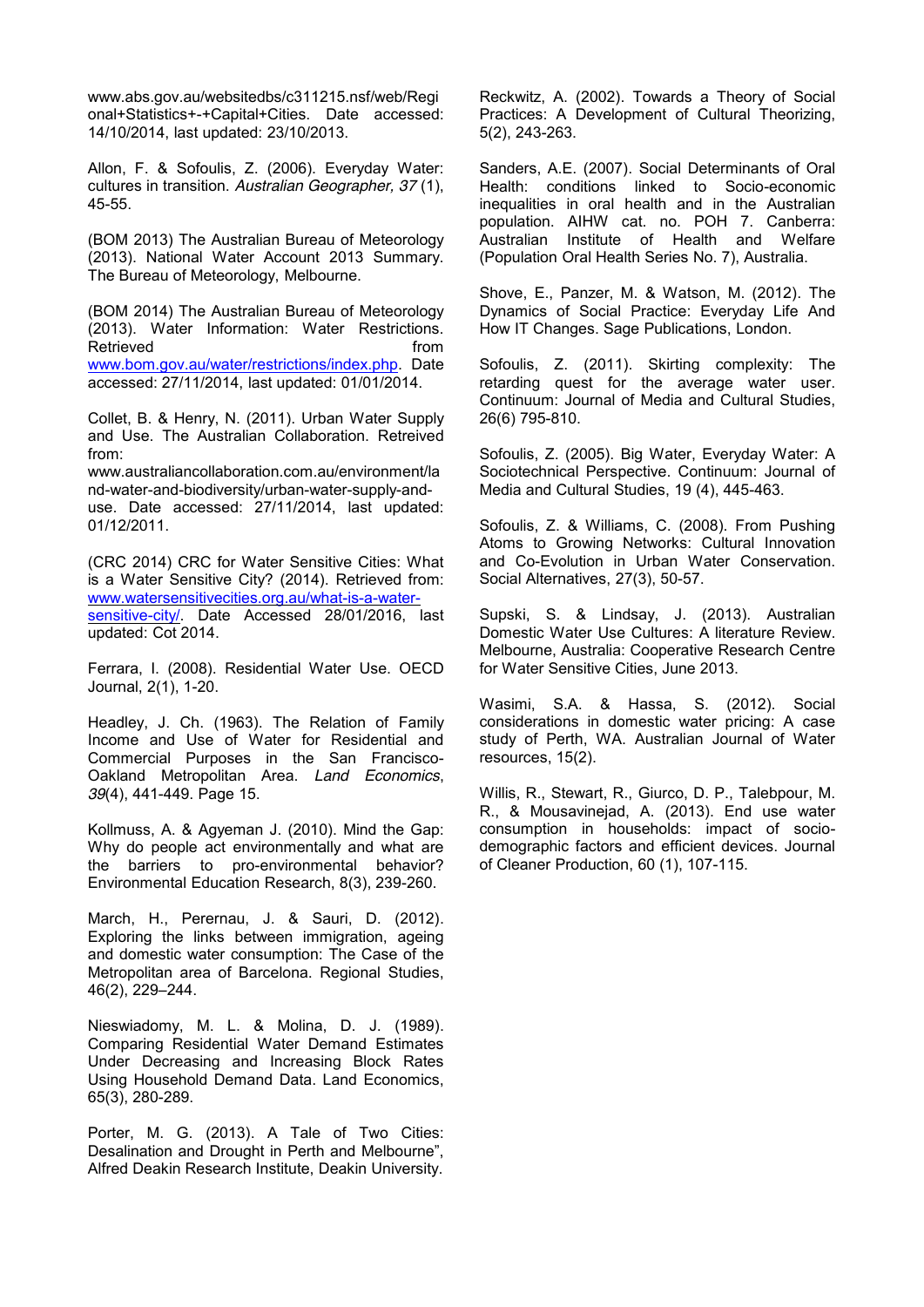www.abs.gov.au/websitedbs/c311215.nsf/web/Regional+Statistics+-+Capital+Cities. Date accessed: 14/10/2014, last updated: 23/10/2013.

Allon, F. & Sofoulis, Z. (2006). Everyday Water: cultures in transition. *Australian Geographer, 37* (1), 45-55.

(BOM 2013) The Australian Bureau of Meteorology (2013). National Water Account 2013 Summary. The Bureau of Meteorology, Melbourne.

(BOM 2014) The Australian Bureau of Meteorology (2013). Water Information: Water Restrictions. Retrieved from www.bom.gov.au/water/restrictions/index.php. Date accessed: 27/11/2014, last updated: 01/01/2014.

Collet, B. & Henry, N. (2011). Urban Water Supply and Use. The Australian Collaboration. Retreived from: www.australiancollaboration.com.au/environment/land-water-and-biodiversity/urban-water-supply-and-use. Date accessed: 27/11/2014, last updated: 01/12/2011.

(CRC 2014) CRC for Water Sensitive Cities: What is a Water Sensitive City? (2014). Retrieved from: www.watersensitivecities.org.au/what-is-a-water-sensitive-city/. Date Accessed 28/01/2016, last updated: Cot 2014.

Ferrara, I. (2008). Residential Water Use. OECD Journal, 2(1), 1-20.

Headley, J. Ch. (1963). The Relation of Family Income and Use of Water for Residential and Commercial Purposes in the San Francisco-Oakland Metropolitan Area. *Land Economics*, *39*(4), 441-449. Page 15.

Kollmuss, A. & Agyeman J. (2010). Mind the Gap: Why do people act environmentally and what are the barriers to pro-environmental behavior? Environmental Education Research, 8(3), 239-260.

March, H., Perernau, J. & Sauri, D. (2012). Exploring the links between immigration, ageing and domestic water consumption: The Case of the Metropolitan area of Barcelona. Regional Studies, 46(2), 229–244.

Nieswiadomy, M. L. & Molina, D. J. (1989). Comparing Residential Water Demand Estimates Under Decreasing and Increasing Block Rates Using Household Demand Data. Land Economics, 65(3), 280-289.

Porter, M. G. (2013). A Tale of Two Cities: Desalination and Drought in Perth and Melbourne", Alfred Deakin Research Institute, Deakin University.

Reckwitz, A. (2002). Towards a Theory of Social Practices: A Development of Cultural Theorizing, 5(2), 243-263.

Sanders, A.E. (2007). Social Determinants of Oral Health: conditions linked to Socio-economic inequalities in oral health and in the Australian population. AIHW cat. no. POH 7. Canberra: Australian Institute of Health and Welfare (Population Oral Health Series No. 7), Australia.

Shove, E., Panzer, M. & Watson, M. (2012). The Dynamics of Social Practice: Everyday Life And How IT Changes. Sage Publications, London.

Sofoulis, Z. (2011). Skirting complexity: The retarding quest for the average water user. Continuum: Journal of Media and Cultural Studies, 26(6) 795-810.

Sofoulis, Z. (2005). Big Water, Everyday Water: A Sociotechnical Perspective. Continuum: Journal of Media and Cultural Studies, 19 (4), 445-463.

Sofoulis, Z. & Williams, C. (2008). From Pushing Atoms to Growing Networks: Cultural Innovation and Co-Evolution in Urban Water Conservation. Social Alternatives, 27(3), 50-57.

Supski, S. & Lindsay, J. (2013). Australian Domestic Water Use Cultures: A literature Review. Melbourne, Australia: Cooperative Research Centre for Water Sensitive Cities, June 2013.

Wasimi, S.A. & Hassa, S. (2012). Social considerations in domestic water pricing: A case study of Perth, WA. Australian Journal of Water resources, 15(2).

Willis, R., Stewart, R., Giurco, D. P., Talebpour, M. R., & Mousavinejad, A. (2013). End use water consumption in households: impact of socio-demographic factors and efficient devices. Journal of Cleaner Production, 60 (1), 107-115.